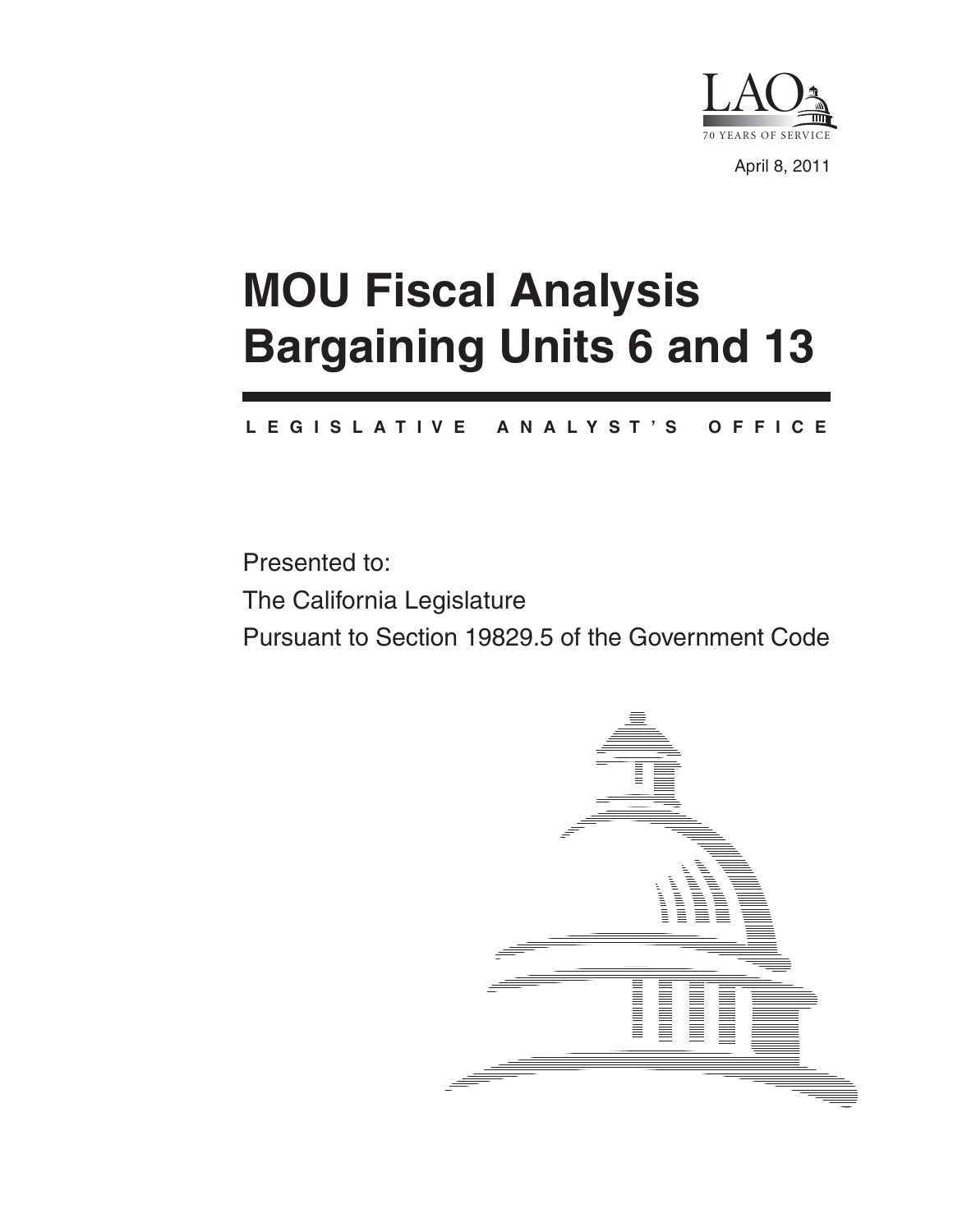LAO

70 YEARS OF SERVICE

April 8, 2011

# MOU Fiscal Analysis Bargaining Units 6 and 13

LEGISLATIVE ANALYST'S OFFICE

Presented to:

The California Legislature

Pursuant to Section 19829.5 of the Government Code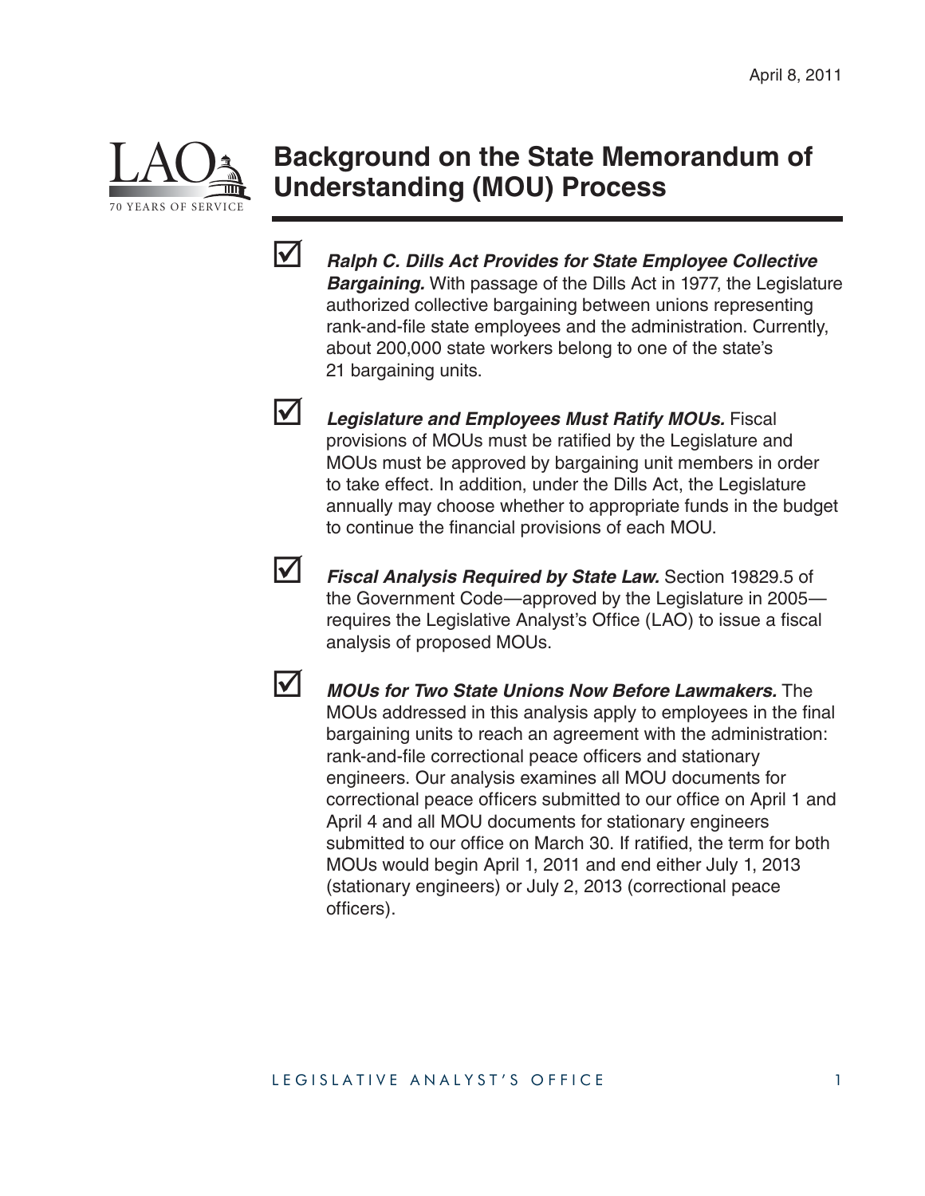April 8, 2011

# Background on the State Memorandum of Understanding (MOU) Process

- ☑ ***Ralph C. Dills Act Provides for State Employee Collective Bargaining.*** With passage of the Dills Act in 1977, the Legislature authorized collective bargaining between unions representing rank-and-file state employees and the administration. Currently, about 200,000 state workers belong to one of the state's 21 bargaining units.

- ☑ ***Legislature and Employees Must Ratify MOUs.*** Fiscal provisions of MOUs must be ratified by the Legislature and MOUs must be approved by bargaining unit members in order to take effect. In addition, under the Dills Act, the Legislature annually may choose whether to appropriate funds in the budget to continue the financial provisions of each MOU.

- ☑ ***Fiscal Analysis Required by State Law.*** Section 19829.5 of the Government Code—approved by the Legislature in 2005—requires the Legislative Analyst's Office (LAO) to issue a fiscal analysis of proposed MOUs.

- ☑ ***MOUs for Two State Unions Now Before Lawmakers.*** The MOUs addressed in this analysis apply to employees in the final bargaining units to reach an agreement with the administration: rank-and-file correctional peace officers and stationary engineers. Our analysis examines all MOU documents for correctional peace officers submitted to our office on April 1 and April 4 and all MOU documents for stationary engineers submitted to our office on March 30. If ratified, the term for both MOUs would begin April 1, 2011 and end either July 1, 2013 (stationary engineers) or July 2, 2013 (correctional peace officers).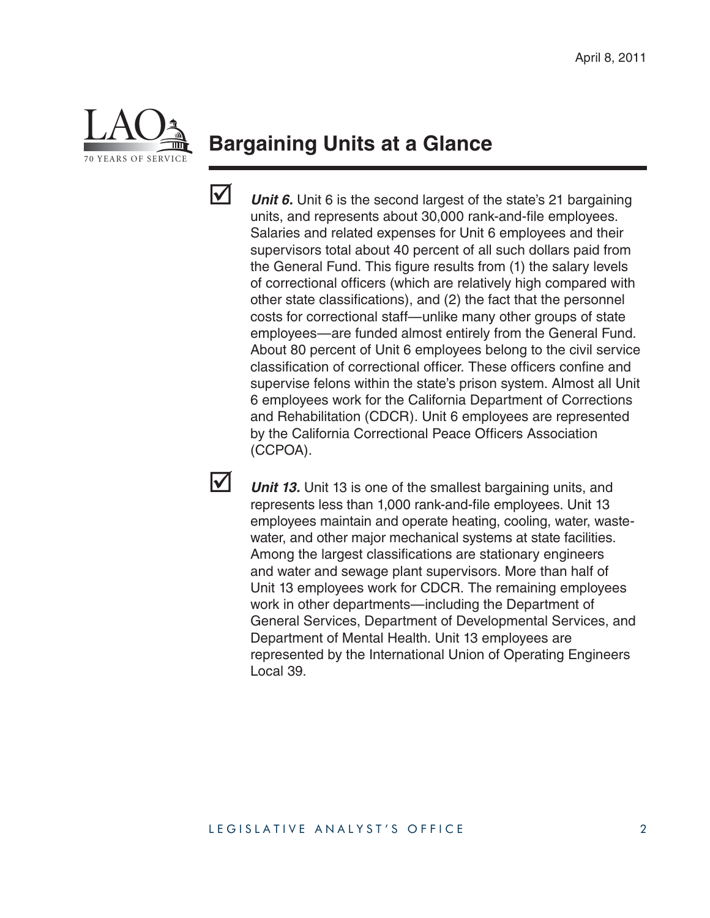## Bargaining Units at a Glance

- ***Unit 6.*** Unit 6 is the second largest of the state's 21 bargaining units, and represents about 30,000 rank-and-file employees. Salaries and related expenses for Unit 6 employees and their supervisors total about 40 percent of all such dollars paid from the General Fund. This figure results from (1) the salary levels of correctional officers (which are relatively high compared with other state classifications), and (2) the fact that the personnel costs for correctional staff—unlike many other groups of state employees—are funded almost entirely from the General Fund. About 80 percent of Unit 6 employees belong to the civil service classification of correctional officer. These officers confine and supervise felons within the state's prison system. Almost all Unit 6 employees work for the California Department of Corrections and Rehabilitation (CDCR). Unit 6 employees are represented by the California Correctional Peace Officers Association (CCPOA).

- ***Unit 13.*** Unit 13 is one of the smallest bargaining units, and represents less than 1,000 rank-and-file employees. Unit 13 employees maintain and operate heating, cooling, water, wastewater, and other major mechanical systems at state facilities. Among the largest classifications are stationary engineers and water and sewage plant supervisors. More than half of Unit 13 employees work for CDCR. The remaining employees work in other departments—including the Department of General Services, Department of Developmental Services, and Department of Mental Health. Unit 13 employees are represented by the International Union of Operating Engineers Local 39.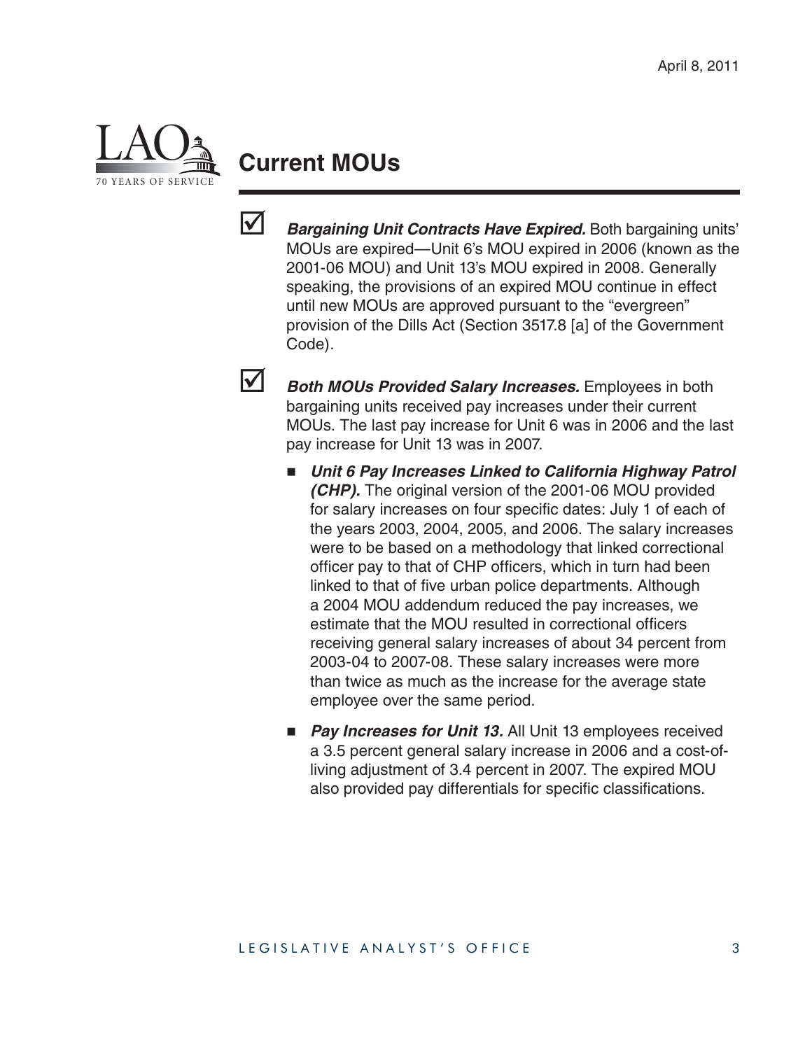## Current MOUs

- ☑ ***Bargaining Unit Contracts Have Expired.*** Both bargaining units' MOUs are expired—Unit 6's MOU expired in 2006 (known as the 2001-06 MOU) and Unit 13's MOU expired in 2008. Generally speaking, the provisions of an expired MOU continue in effect until new MOUs are approved pursuant to the "evergreen" provision of the Dills Act (Section 3517.8 [a] of the Government Code).

- ☑ ***Both MOUs Provided Salary Increases.*** Employees in both bargaining units received pay increases under their current MOUs. The last pay increase for Unit 6 was in 2006 and the last pay increase for Unit 13 was in 2007.

  - ***Unit 6 Pay Increases Linked to California Highway Patrol (CHP).*** The original version of the 2001-06 MOU provided for salary increases on four specific dates: July 1 of each of the years 2003, 2004, 2005, and 2006. The salary increases were to be based on a methodology that linked correctional officer pay to that of CHP officers, which in turn had been linked to that of five urban police departments. Although a 2004 MOU addendum reduced the pay increases, we estimate that the MOU resulted in correctional officers receiving general salary increases of about 34 percent from 2003-04 to 2007-08. These salary increases were more than twice as much as the increase for the average state employee over the same period.

  - ***Pay Increases for Unit 13.*** All Unit 13 employees received a 3.5 percent general salary increase in 2006 and a cost-of-living adjustment of 3.4 percent in 2007. The expired MOU also provided pay differentials for specific classifications.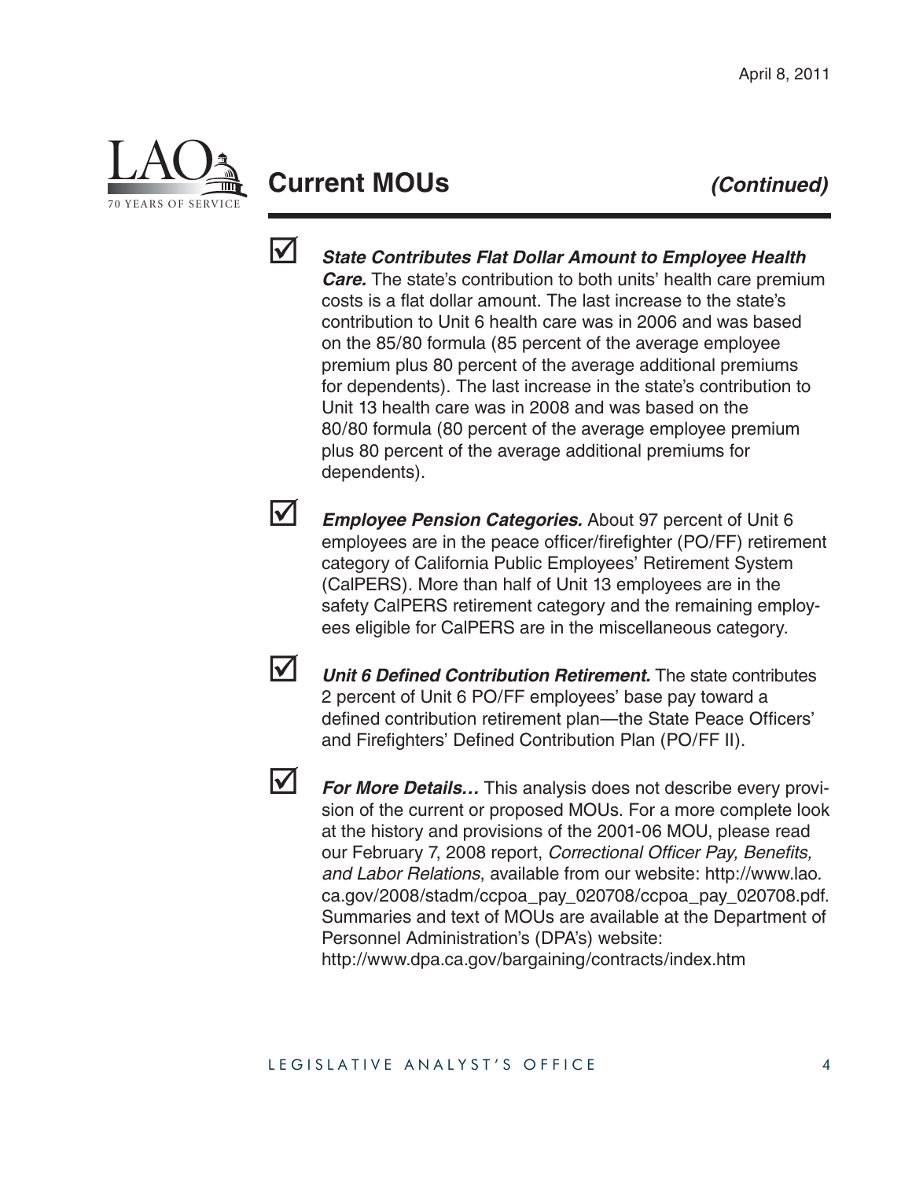## Current MOUs *(Continued)*

- ***State Contributes Flat Dollar Amount to Employee Health Care.*** The state's contribution to both units' health care premium costs is a flat dollar amount. The last increase to the state's contribution to Unit 6 health care was in 2006 and was based on the 85/80 formula (85 percent of the average employee premium plus 80 percent of the average additional premiums for dependents). The last increase in the state's contribution to Unit 13 health care was in 2008 and was based on the 80/80 formula (80 percent of the average employee premium plus 80 percent of the average additional premiums for dependents).

- ***Employee Pension Categories.*** About 97 percent of Unit 6 employees are in the peace officer/firefighter (PO/FF) retirement category of California Public Employees' Retirement System (CalPERS). More than half of Unit 13 employees are in the safety CalPERS retirement category and the remaining employees eligible for CalPERS are in the miscellaneous category.

- ***Unit 6 Defined Contribution Retirement.*** The state contributes 2 percent of Unit 6 PO/FF employees' base pay toward a defined contribution retirement plan—the State Peace Officers' and Firefighters' Defined Contribution Plan (PO/FF II).

- ***For More Details…*** This analysis does not describe every provision of the current or proposed MOUs. For a more complete look at the history and provisions of the 2001-06 MOU, please read our February 7, 2008 report, *Correctional Officer Pay, Benefits, and Labor Relations*, available from our website: http://www.lao.ca.gov/2008/stadm/ccpoa_pay_020708/ccpoa_pay_020708.pdf. Summaries and text of MOUs are available at the Department of Personnel Administration's (DPA's) website: http://www.dpa.ca.gov/bargaining/contracts/index.htm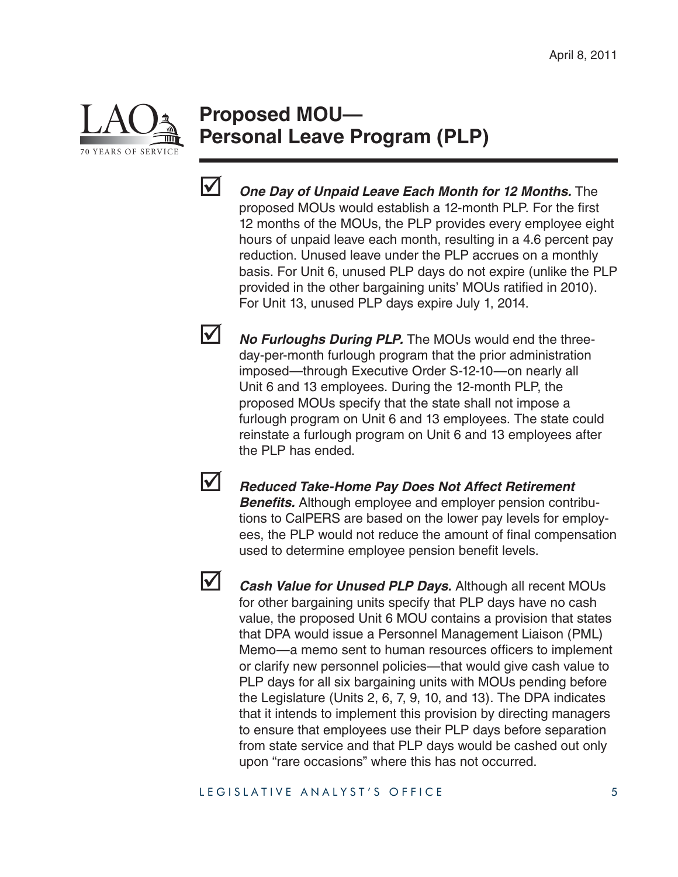April 8, 2011

# Proposed MOU—Personal Leave Program (PLP)

- ☑ ***One Day of Unpaid Leave Each Month for 12 Months.*** The proposed MOUs would establish a 12-month PLP. For the first 12 months of the MOUs, the PLP provides every employee eight hours of unpaid leave each month, resulting in a 4.6 percent pay reduction. Unused leave under the PLP accrues on a monthly basis. For Unit 6, unused PLP days do not expire (unlike the PLP provided in the other bargaining units' MOUs ratified in 2010). For Unit 13, unused PLP days expire July 1, 2014.

- ☑ ***No Furloughs During PLP.*** The MOUs would end the three-day-per-month furlough program that the prior administration imposed—through Executive Order S-12-10—on nearly all Unit 6 and 13 employees. During the 12-month PLP, the proposed MOUs specify that the state shall not impose a furlough program on Unit 6 and 13 employees. The state could reinstate a furlough program on Unit 6 and 13 employees after the PLP has ended.

- ☑ ***Reduced Take-Home Pay Does Not Affect Retirement Benefits.*** Although employee and employer pension contributions to CalPERS are based on the lower pay levels for employees, the PLP would not reduce the amount of final compensation used to determine employee pension benefit levels.

- ☑ ***Cash Value for Unused PLP Days.*** Although all recent MOUs for other bargaining units specify that PLP days have no cash value, the proposed Unit 6 MOU contains a provision that states that DPA would issue a Personnel Management Liaison (PML) Memo—a memo sent to human resources officers to implement or clarify new personnel policies—that would give cash value to PLP days for all six bargaining units with MOUs pending before the Legislature (Units 2, 6, 7, 9, 10, and 13). The DPA indicates that it intends to implement this provision by directing managers to ensure that employees use their PLP days before separation from state service and that PLP days would be cashed out only upon "rare occasions" where this has not occurred.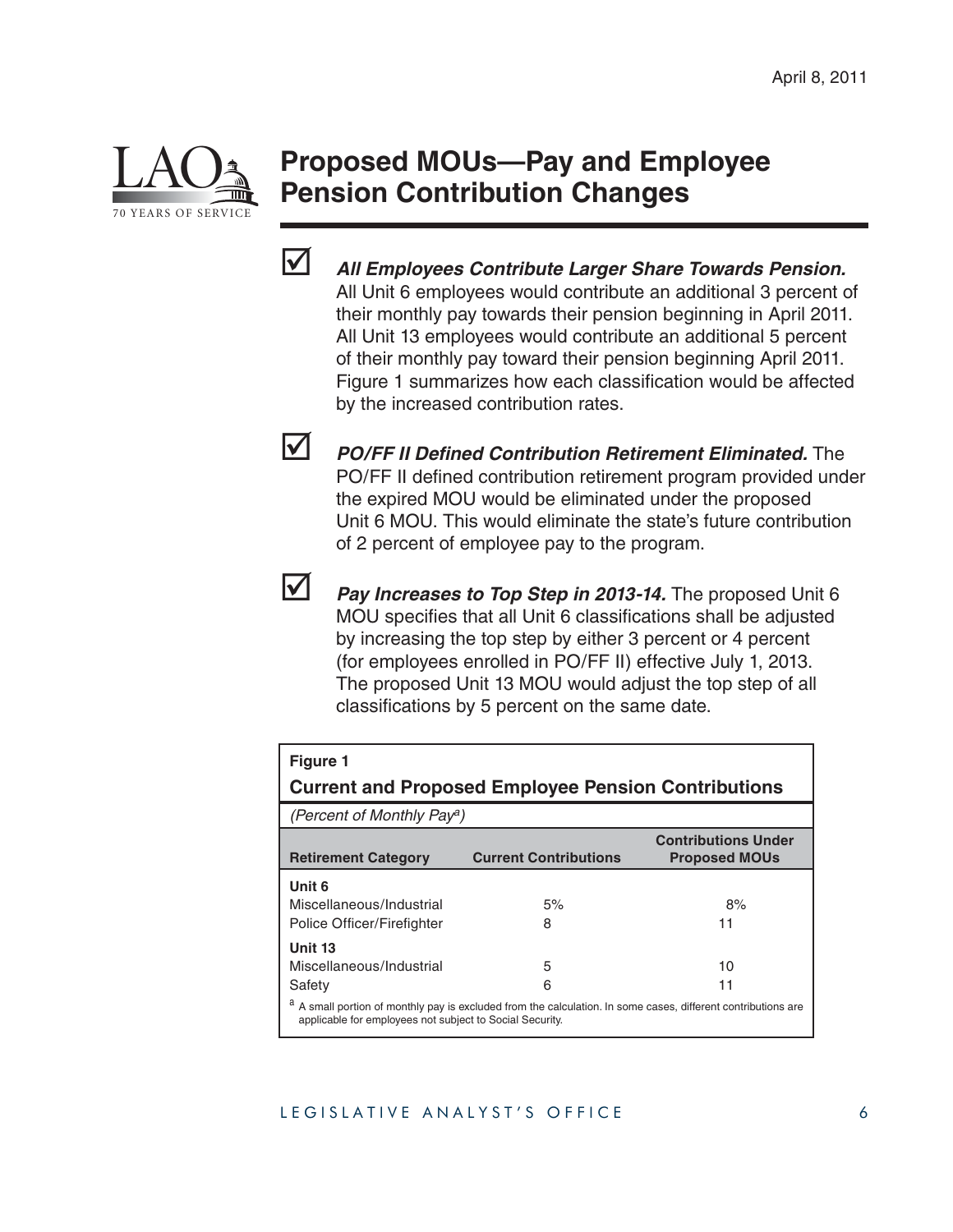# Proposed MOUs—Pay and Employee Pension Contribution Changes

☑ ***All Employees Contribute Larger Share Towards Pension.*** All Unit 6 employees would contribute an additional 3 percent of their monthly pay towards their pension beginning in April 2011. All Unit 13 employees would contribute an additional 5 percent of their monthly pay toward their pension beginning April 2011. Figure 1 summarizes how each classification would be affected by the increased contribution rates.

☑ ***PO/FF II Defined Contribution Retirement Eliminated.*** The PO/FF II defined contribution retirement program provided under the expired MOU would be eliminated under the proposed Unit 6 MOU. This would eliminate the state's future contribution of 2 percent of employee pay to the program.

☑ ***Pay Increases to Top Step in 2013-14.*** The proposed Unit 6 MOU specifies that all Unit 6 classifications shall be adjusted by increasing the top step by either 3 percent or 4 percent (for employees enrolled in PO/FF II) effective July 1, 2013. The proposed Unit 13 MOU would adjust the top step of all classifications by 5 percent on the same date.

**Figure 1**

**Current and Proposed Employee Pension Contributions**

*(Percent of Monthly Pay[a])*

| Retirement Category | Current Contributions | Contributions Under Proposed MOUs |
|---|---|---|
| **Unit 6** | | |
| Miscellaneous/Industrial | 5% | 8% |
| Police Officer/Firefighter | 8 | 11 |
| **Unit 13** | | |
| Miscellaneous/Industrial | 5 | 10 |
| Safety | 6 | 11 |

[a] A small portion of monthly pay is excluded from the calculation. In some cases, different contributions are applicable for employees not subject to Social Security.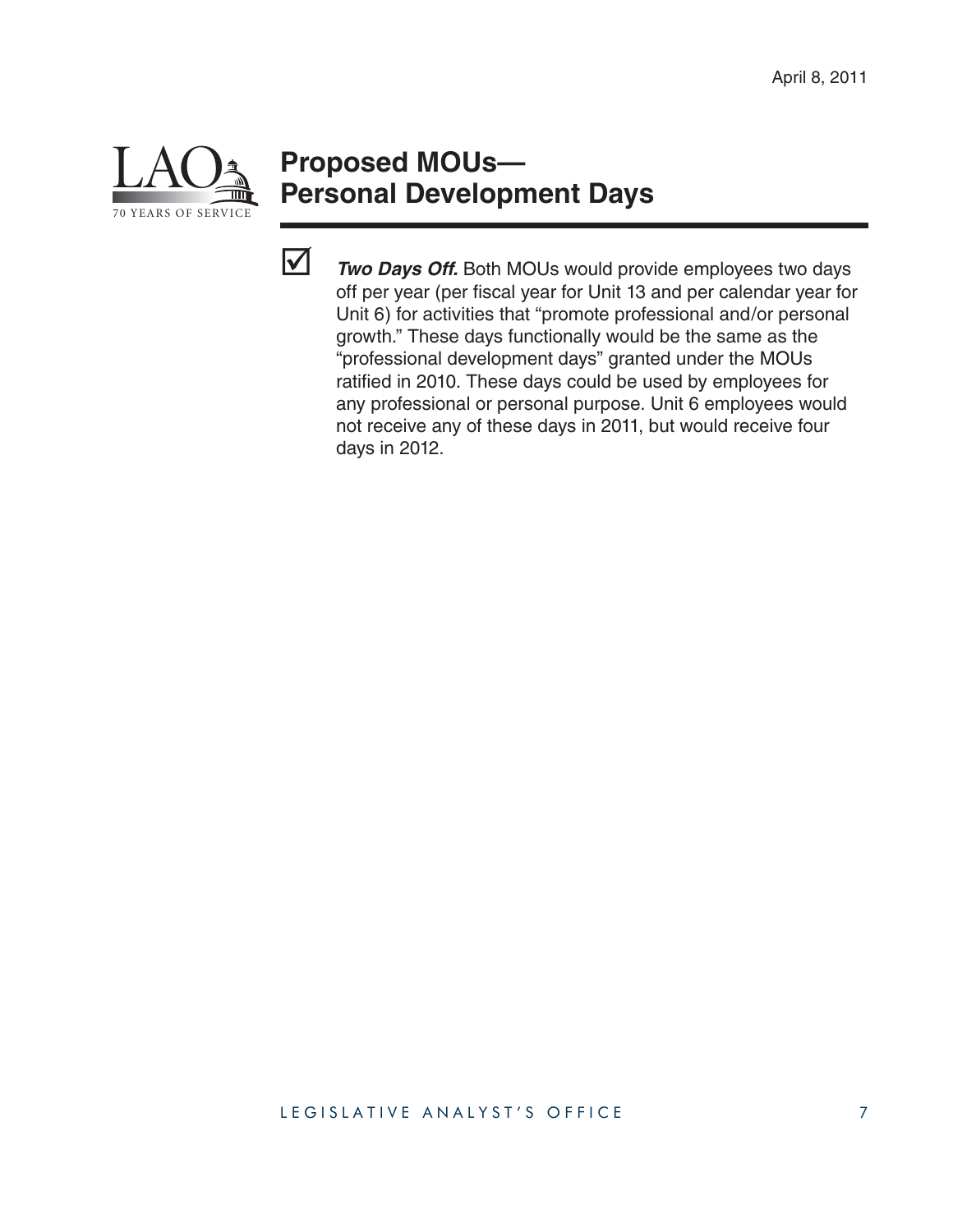# Proposed MOUs—Personal Development Days

- ***Two Days Off.*** Both MOUs would provide employees two days off per year (per fiscal year for Unit 13 and per calendar year for Unit 6) for activities that "promote professional and/or personal growth." These days functionally would be the same as the "professional development days" granted under the MOUs ratified in 2010. These days could be used by employees for any professional or personal purpose. Unit 6 employees would not receive any of these days in 2011, but would receive four days in 2012.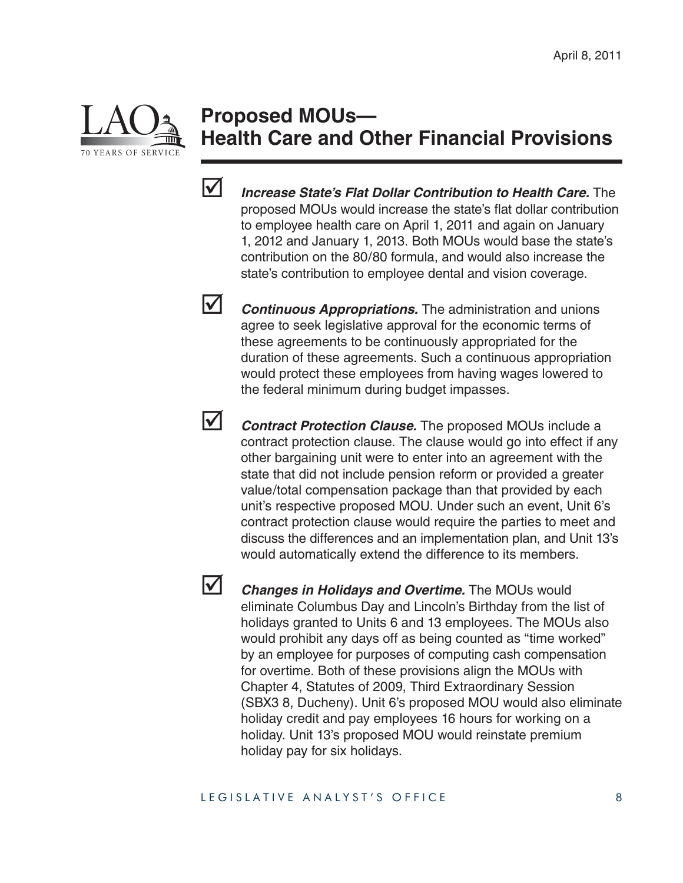# Proposed MOUs—Health Care and Other Financial Provisions

- ***Increase State's Flat Dollar Contribution to Health Care.*** The proposed MOUs would increase the state's flat dollar contribution to employee health care on April 1, 2011 and again on January 1, 2012 and January 1, 2013. Both MOUs would base the state's contribution on the 80/80 formula, and would also increase the state's contribution to employee dental and vision coverage.

- ***Continuous Appropriations.*** The administration and unions agree to seek legislative approval for the economic terms of these agreements to be continuously appropriated for the duration of these agreements. Such a continuous appropriation would protect these employees from having wages lowered to the federal minimum during budget impasses.

- ***Contract Protection Clause.*** The proposed MOUs include a contract protection clause. The clause would go into effect if any other bargaining unit were to enter into an agreement with the state that did not include pension reform or provided a greater value/total compensation package than that provided by each unit's respective proposed MOU. Under such an event, Unit 6's contract protection clause would require the parties to meet and discuss the differences and an implementation plan, and Unit 13's would automatically extend the difference to its members.

- ***Changes in Holidays and Overtime.*** The MOUs would eliminate Columbus Day and Lincoln's Birthday from the list of holidays granted to Units 6 and 13 employees. The MOUs also would prohibit any days off as being counted as "time worked" by an employee for purposes of computing cash compensation for overtime. Both of these provisions align the MOUs with Chapter 4, Statutes of 2009, Third Extraordinary Session (SBX3 8, Ducheny). Unit 6's proposed MOU would also eliminate holiday credit and pay employees 16 hours for working on a holiday. Unit 13's proposed MOU would reinstate premium holiday pay for six holidays.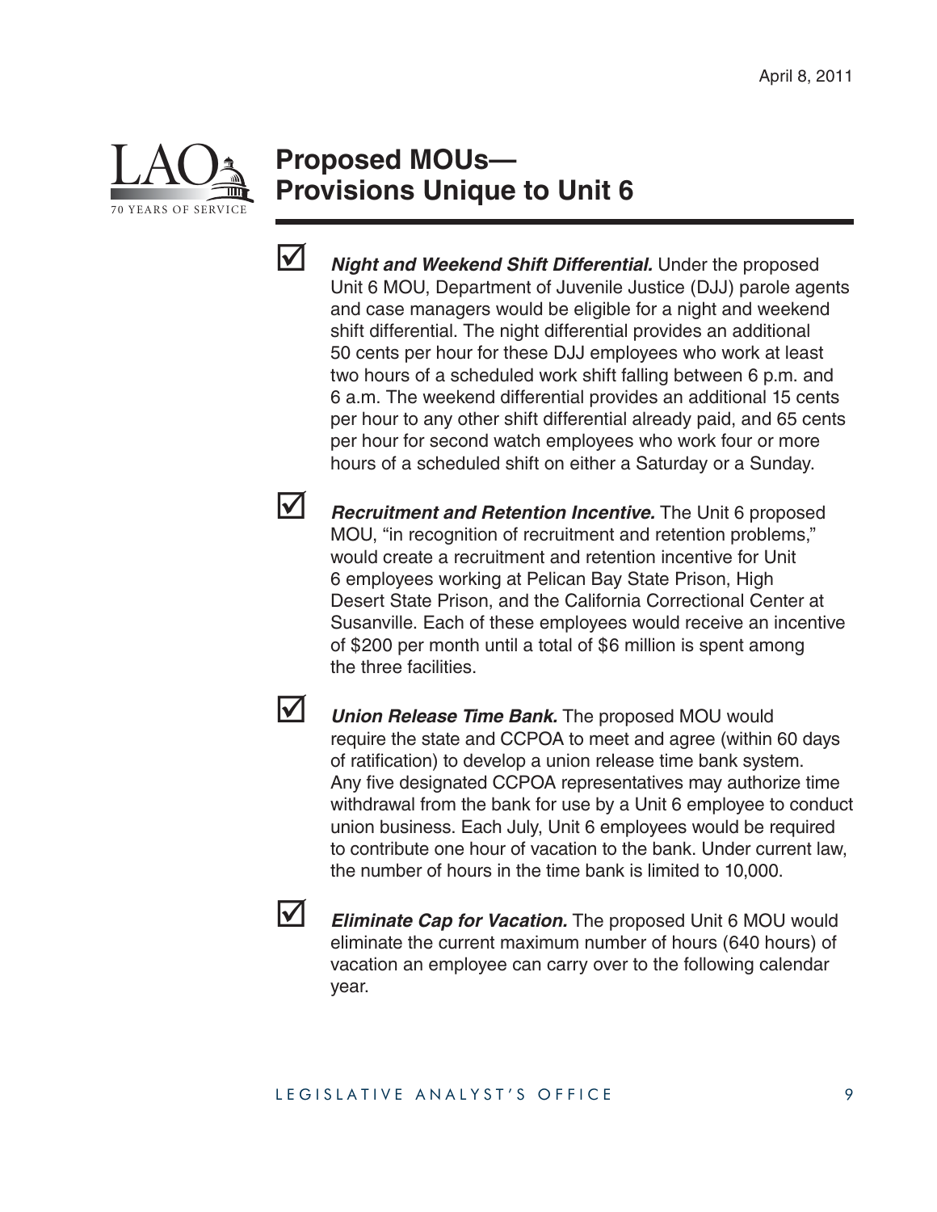# Proposed MOUs— Provisions Unique to Unit 6

- ***Night and Weekend Shift Differential.*** Under the proposed Unit 6 MOU, Department of Juvenile Justice (DJJ) parole agents and case managers would be eligible for a night and weekend shift differential. The night differential provides an additional 50 cents per hour for these DJJ employees who work at least two hours of a scheduled work shift falling between 6 p.m. and 6 a.m. The weekend differential provides an additional 15 cents per hour to any other shift differential already paid, and 65 cents per hour for second watch employees who work four or more hours of a scheduled shift on either a Saturday or a Sunday.

- ***Recruitment and Retention Incentive.*** The Unit 6 proposed MOU, "in recognition of recruitment and retention problems," would create a recruitment and retention incentive for Unit 6 employees working at Pelican Bay State Prison, High Desert State Prison, and the California Correctional Center at Susanville. Each of these employees would receive an incentive of $200 per month until a total of $6 million is spent among the three facilities.

- ***Union Release Time Bank.*** The proposed MOU would require the state and CCPOA to meet and agree (within 60 days of ratification) to develop a union release time bank system. Any five designated CCPOA representatives may authorize time withdrawal from the bank for use by a Unit 6 employee to conduct union business. Each July, Unit 6 employees would be required to contribute one hour of vacation to the bank. Under current law, the number of hours in the time bank is limited to 10,000.

- ***Eliminate Cap for Vacation.*** The proposed Unit 6 MOU would eliminate the current maximum number of hours (640 hours) of vacation an employee can carry over to the following calendar year.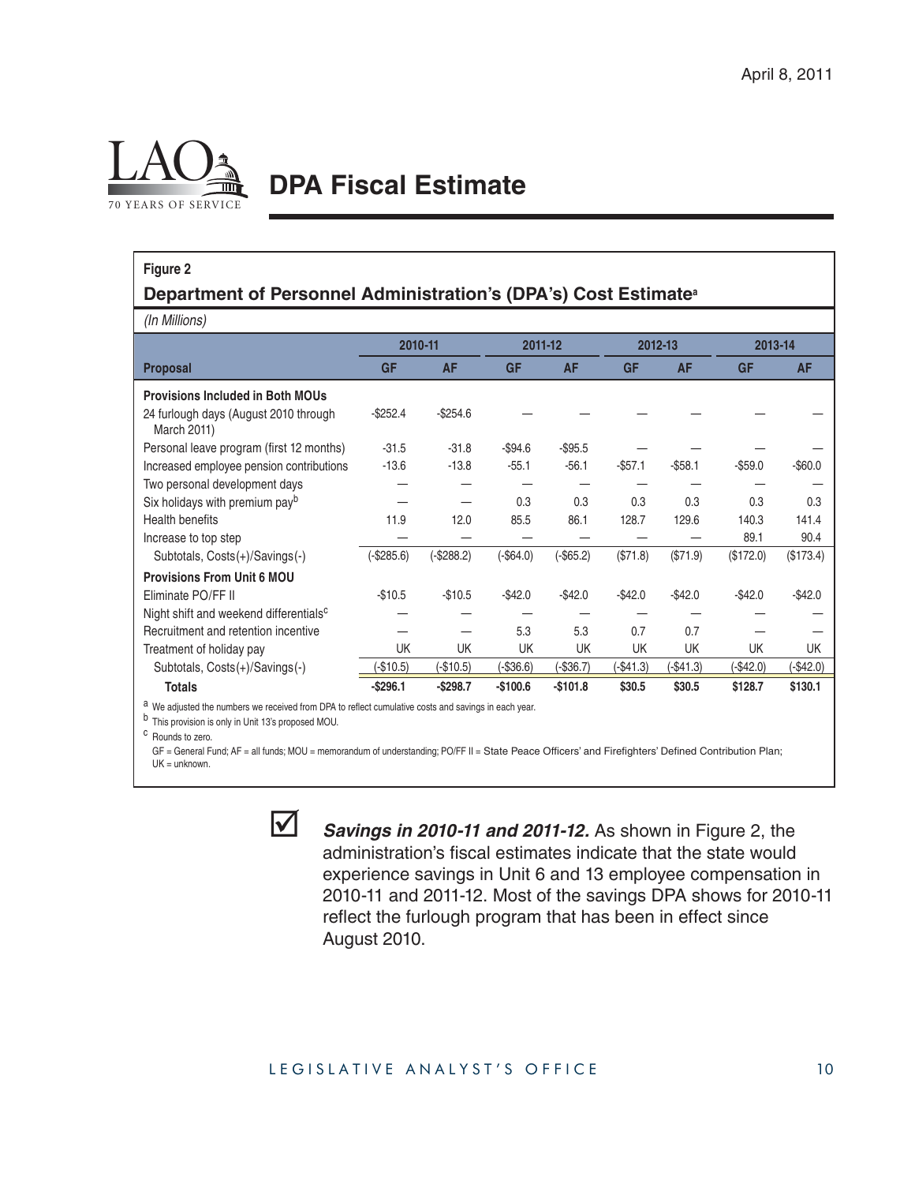April 8, 2011

# DPA Fiscal Estimate

**Figure 2**

**Department of Personnel Administration's (DPA's) Cost Estimate**[a]

*(In Millions)*

| Proposal | 2010-11 | | 2011-12 | | 2012-13 | | 2013-14 | |
|---|---|---|---|---|---|---|---|---|
| | GF | AF | GF | AF | GF | AF | GF | AF |
| **Provisions Included in Both MOUs** | | | | | | | | |
| 24 furlough days (August 2010 through March 2011) | -$252.4 | -$254.6 | — | — | — | — | — | — |
| Personal leave program (first 12 months) | -31.5 | -31.8 | -$94.6 | -$95.5 | — | — | — | — |
| Increased employee pension contributions | -13.6 | -13.8 | -55.1 | -56.1 | -$57.1 | -$58.1 | -$59.0 | -$60.0 |
| Two personal development days | — | — | — | — | — | — | — | — |
| Six holidays with premium pay[b] | — | — | 0.3 | 0.3 | 0.3 | 0.3 | 0.3 | 0.3 |
| Health benefits | 11.9 | 12.0 | 85.5 | 86.1 | 128.7 | 129.6 | 140.3 | 141.4 |
| Increase to top step | — | — | — | — | — | — | 89.1 | 90.4 |
| Subtotals, Costs(+)/Savings(-) | (-$285.6) | (-$288.2) | (-$64.0) | (-$65.2) | ($71.8) | ($71.9) | ($172.0) | ($173.4) |
| **Provisions From Unit 6 MOU** | | | | | | | | |
| Eliminate PO/FF II | -$10.5 | -$10.5 | -$42.0 | -$42.0 | -$42.0 | -$42.0 | -$42.0 | -$42.0 |
| Night shift and weekend differentials[c] | — | — | — | — | — | — | — | — |
| Recruitment and retention incentive | — | — | 5.3 | 5.3 | 0.7 | 0.7 | — | — |
| Treatment of holiday pay | UK | UK | UK | UK | UK | UK | UK | UK |
| Subtotals, Costs(+)/Savings(-) | (-$10.5) | (-$10.5) | (-$36.6) | (-$36.7) | (-$41.3) | (-$41.3) | (-$42.0) | (-$42.0) |
| **Totals** | **-$296.1** | **-$298.7** | **-$100.6** | **-$101.8** | **$30.5** | **$30.5** | **$128.7** | **$130.1** |

[a] We adjusted the numbers we received from DPA to reflect cumulative costs and savings in each year.

[b] This provision is only in Unit 13's proposed MOU.

[c] Rounds to zero.

GF = General Fund; AF = all funds; MOU = memorandum of understanding; PO/FF II = State Peace Officers' and Firefighters' Defined Contribution Plan; UK = unknown.

☑ ***Savings in 2010-11 and 2011-12.*** As shown in Figure 2, the administration's fiscal estimates indicate that the state would experience savings in Unit 6 and 13 employee compensation in 2010-11 and 2011-12. Most of the savings DPA shows for 2010-11 reflect the furlough program that has been in effect since August 2010.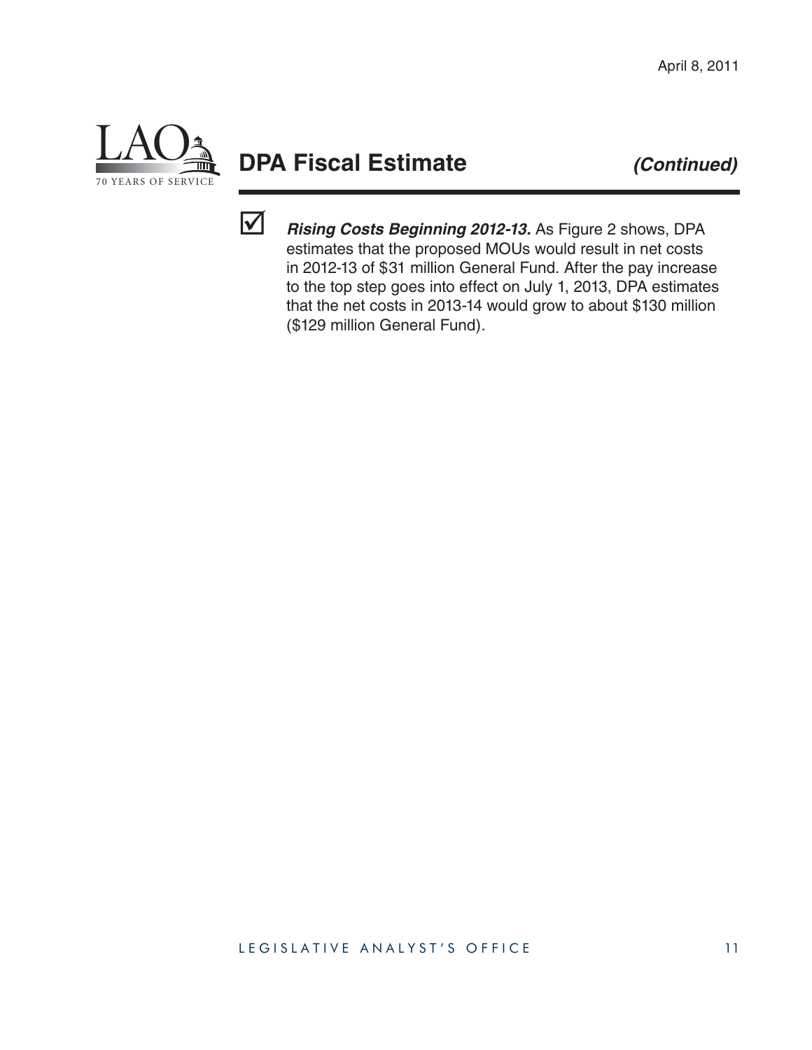## DPA Fiscal Estimate *(Continued)*

- ☑ ***Rising Costs Beginning 2012-13.*** As Figure 2 shows, DPA estimates that the proposed MOUs would result in net costs in 2012-13 of $31 million General Fund. After the pay increase to the top step goes into effect on July 1, 2013, DPA estimates that the net costs in 2013-14 would grow to about $130 million ($129 million General Fund).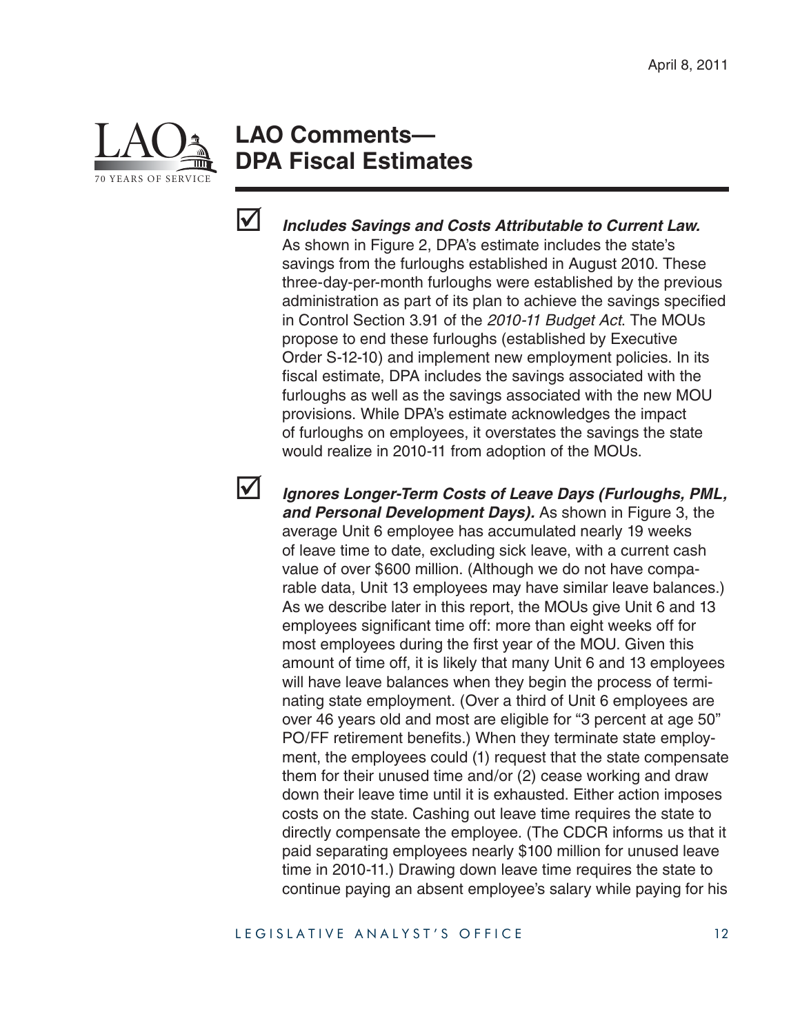# LAO Comments—DPA Fiscal Estimates

☑ ***Includes Savings and Costs Attributable to Current Law.*** As shown in Figure 2, DPA's estimate includes the state's savings from the furloughs established in August 2010. These three-day-per-month furloughs were established by the previous administration as part of its plan to achieve the savings specified in Control Section 3.91 of the *2010-11 Budget Act*. The MOUs propose to end these furloughs (established by Executive Order S-12-10) and implement new employment policies. In its fiscal estimate, DPA includes the savings associated with the furloughs as well as the savings associated with the new MOU provisions. While DPA's estimate acknowledges the impact of furloughs on employees, it overstates the savings the state would realize in 2010-11 from adoption of the MOUs.

☑ ***Ignores Longer-Term Costs of Leave Days (Furloughs, PML, and Personal Development Days).*** As shown in Figure 3, the average Unit 6 employee has accumulated nearly 19 weeks of leave time to date, excluding sick leave, with a current cash value of over $600 million. (Although we do not have comparable data, Unit 13 employees may have similar leave balances.) As we describe later in this report, the MOUs give Unit 6 and 13 employees significant time off: more than eight weeks off for most employees during the first year of the MOU. Given this amount of time off, it is likely that many Unit 6 and 13 employees will have leave balances when they begin the process of terminating state employment. (Over a third of Unit 6 employees are over 46 years old and most are eligible for "3 percent at age 50" PO/FF retirement benefits.) When they terminate state employment, the employees could (1) request that the state compensate them for their unused time and/or (2) cease working and draw down their leave time until it is exhausted. Either action imposes costs on the state. Cashing out leave time requires the state to directly compensate the employee. (The CDCR informs us that it paid separating employees nearly $100 million for unused leave time in 2010-11.) Drawing down leave time requires the state to continue paying an absent employee's salary while paying for his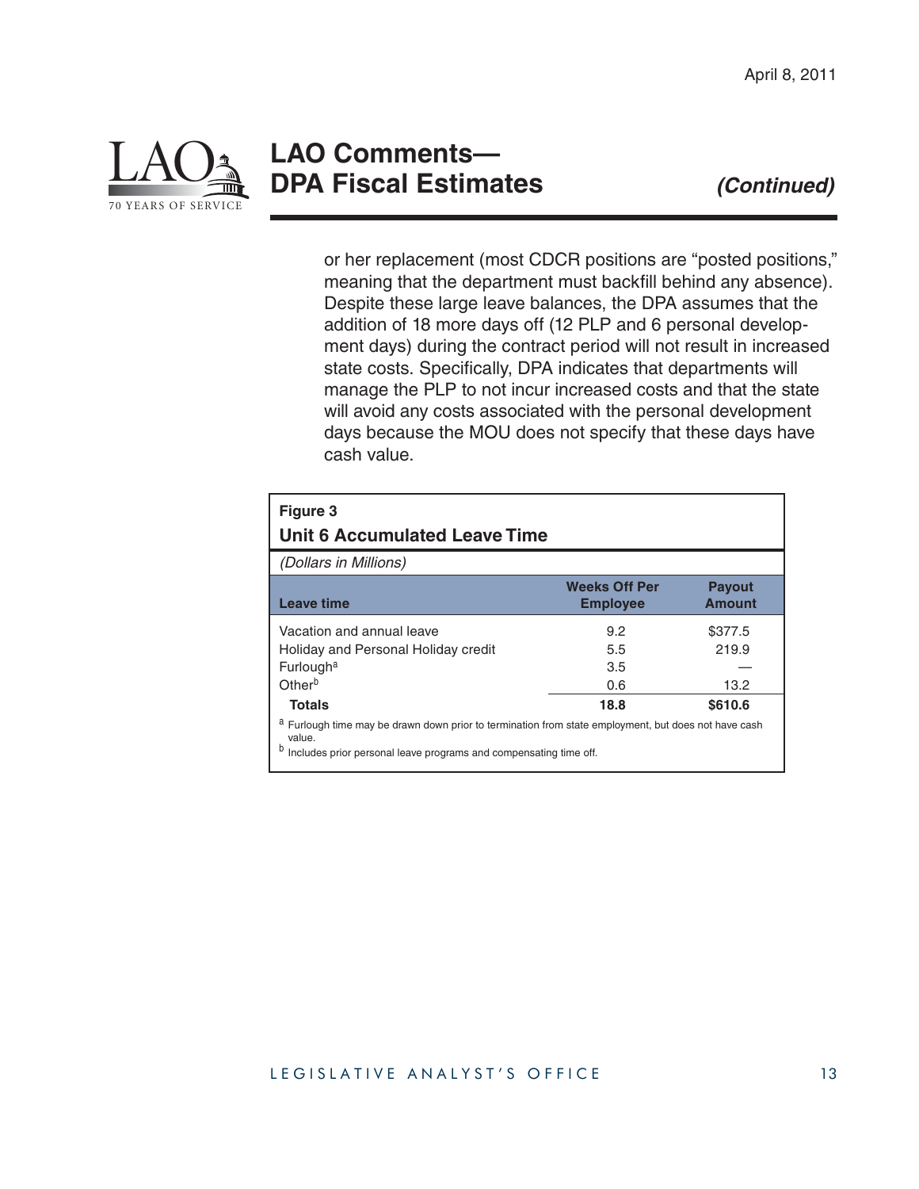## LAO Comments—DPA Fiscal Estimates *(Continued)*

or her replacement (most CDCR positions are "posted positions," meaning that the department must backfill behind any absence). Despite these large leave balances, the DPA assumes that the addition of 18 more days off (12 PLP and 6 personal development days) during the contract period will not result in increased state costs. Specifically, DPA indicates that departments will manage the PLP to not incur increased costs and that the state will avoid any costs associated with the personal development days because the MOU does not specify that these days have cash value.

**Figure 3**

**Unit 6 Accumulated Leave Time**

*(Dollars in Millions)*

| Leave time | Weeks Off Per Employee | Payout Amount |
|---|---|---|
| Vacation and annual leave | 9.2 | $377.5 |
| Holiday and Personal Holiday credit | 5.5 | 219.9 |
| Furlough[a] | 3.5 | — |
| Other[b] | 0.6 | 13.2 |
| **Totals** | **18.8** | **$610.6** |

[a] Furlough time may be drawn down prior to termination from state employment, but does not have cash value.

[b] Includes prior personal leave programs and compensating time off.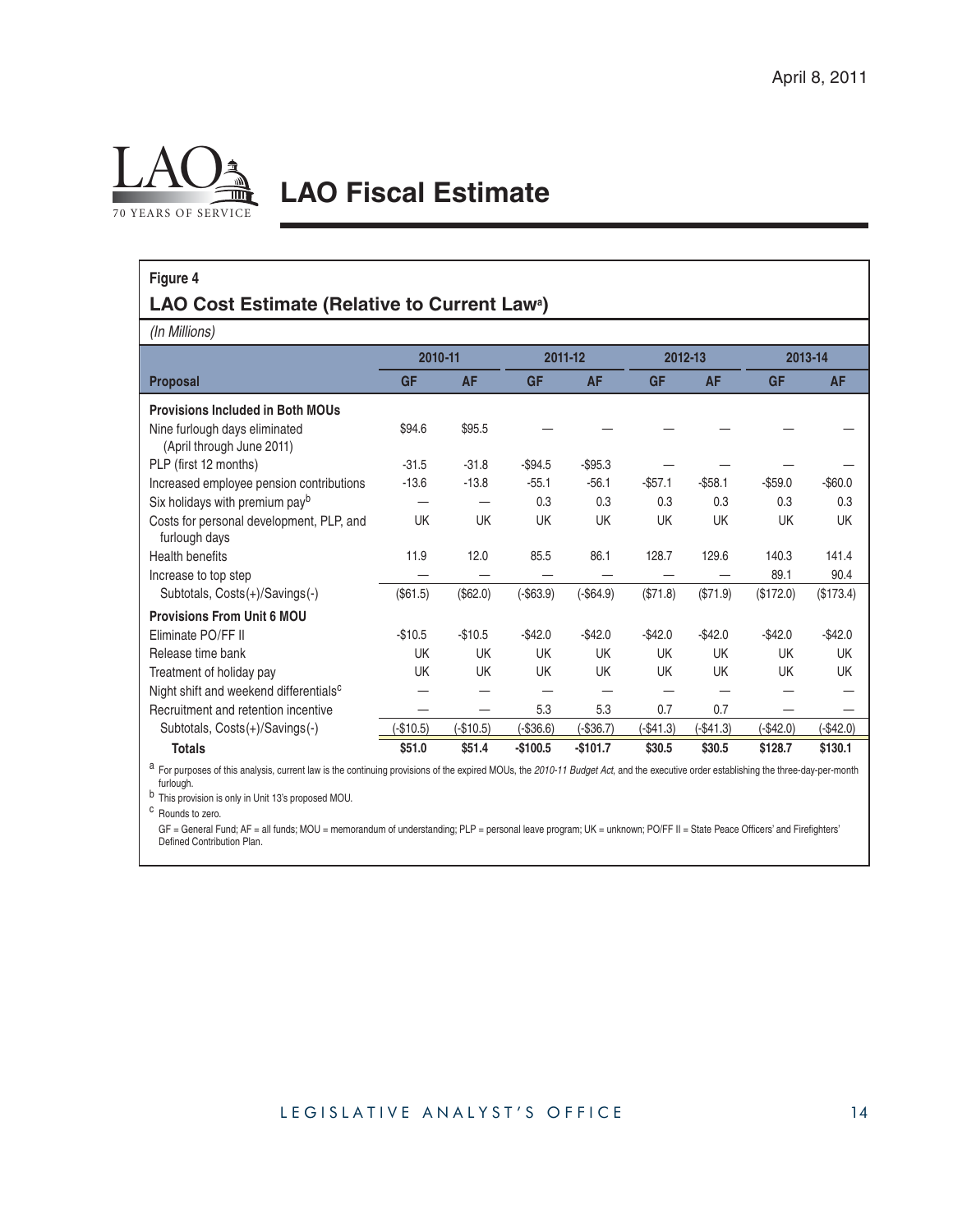April 8, 2011

# LAO Fiscal Estimate

**Figure 4**

**LAO Cost Estimate (Relative to Current Law[a])**

*(In Millions)*

| | 2010-11 | | 2011-12 | | 2012-13 | | 2013-14 | |
|---|---|---|---|---|---|---|---|---|
| **Proposal** | **GF** | **AF** | **GF** | **AF** | **GF** | **AF** | **GF** | **AF** |
| **Provisions Included in Both MOUs** | | | | | | | | |
| Nine furlough days eliminated (April through June 2011) | $94.6 | $95.5 | — | — | — | — | — | — |
| PLP (first 12 months) | -31.5 | -31.8 | -$94.5 | -$95.3 | — | — | — | — |
| Increased employee pension contributions | -13.6 | -13.8 | -55.1 | -56.1 | -$57.1 | -$58.1 | -$59.0 | -$60.0 |
| Six holidays with premium pay[b] | — | — | 0.3 | 0.3 | 0.3 | 0.3 | 0.3 | 0.3 |
| Costs for personal development, PLP, and furlough days | UK | UK | UK | UK | UK | UK | UK | UK |
| Health benefits | 11.9 | 12.0 | 85.5 | 86.1 | 128.7 | 129.6 | 140.3 | 141.4 |
| Increase to top step | — | — | — | — | — | — | 89.1 | 90.4 |
| Subtotals, Costs(+)/Savings(-) | ($61.5) | ($62.0) | (-$63.9) | (-$64.9) | ($71.8) | ($71.9) | ($172.0) | ($173.4) |
| **Provisions From Unit 6 MOU** | | | | | | | | |
| Eliminate PO/FF II | -$10.5 | -$10.5 | -$42.0 | -$42.0 | -$42.0 | -$42.0 | -$42.0 | -$42.0 |
| Release time bank | UK | UK | UK | UK | UK | UK | UK | UK |
| Treatment of holiday pay | UK | UK | UK | UK | UK | UK | UK | UK |
| Night shift and weekend differentials[c] | — | — | — | — | — | — | — | — |
| Recruitment and retention incentive | — | — | 5.3 | 5.3 | 0.7 | 0.7 | — | — |
| Subtotals, Costs(+)/Savings(-) | (-$10.5) | (-$10.5) | (-$36.6) | (-$36.7) | (-$41.3) | (-$41.3) | (-$42.0) | (-$42.0) |
| **Totals** | **$51.0** | **$51.4** | **-$100.5** | **-$101.7** | **$30.5** | **$30.5** | **$128.7** | **$130.1** |

[a] For purposes of this analysis, current law is the continuing provisions of the expired MOUs, the *2010-11 Budget Act*, and the executive order establishing the three-day-per-month furlough.

[b] This provision is only in Unit 13's proposed MOU.

[c] Rounds to zero.

GF = General Fund; AF = all funds; MOU = memorandum of understanding; PLP = personal leave program; UK = unknown; PO/FF II = State Peace Officers' and Firefighters' Defined Contribution Plan.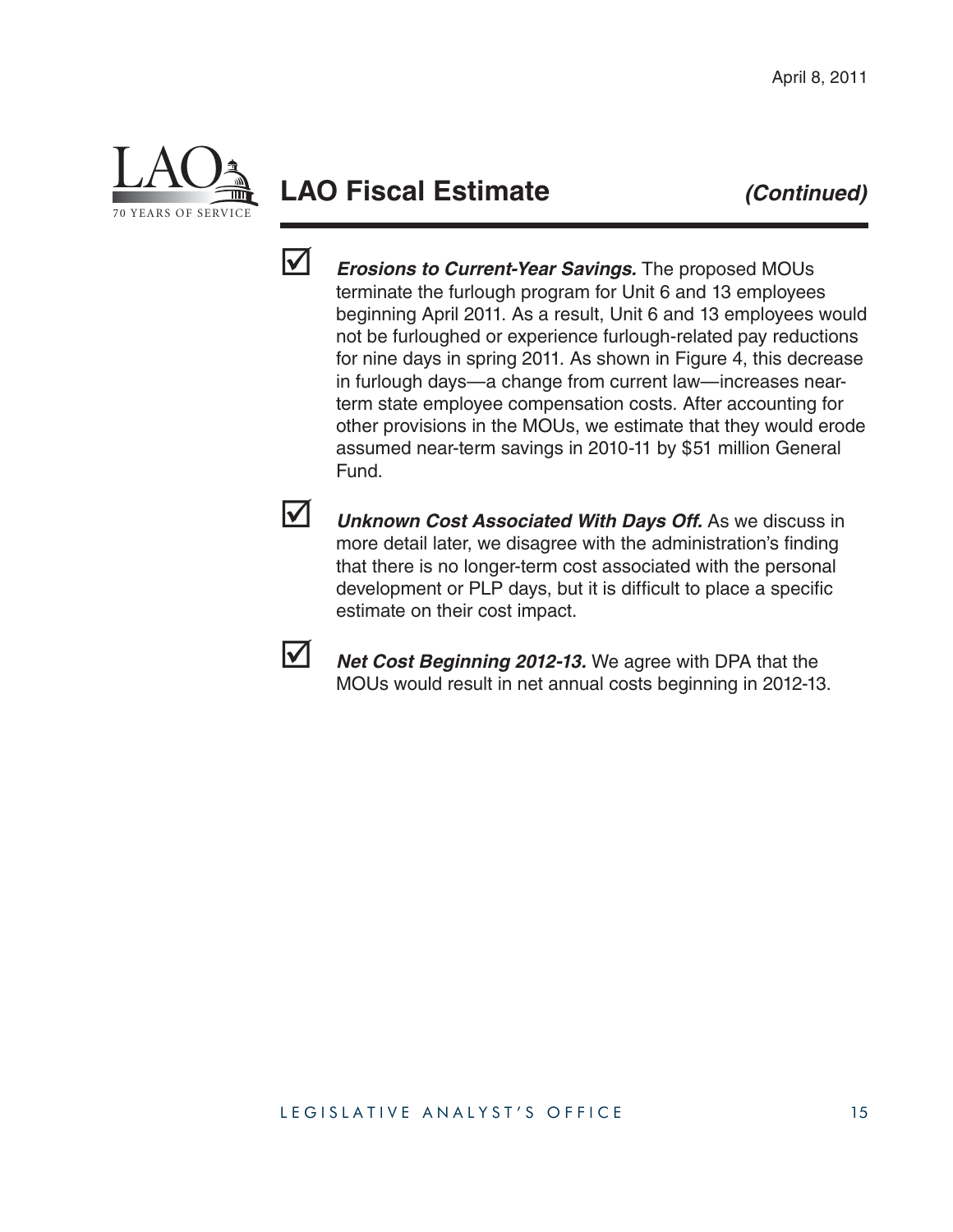## LAO Fiscal Estate *(Continued)*

- ☑ ***Erosions to Current-Year Savings.*** The proposed MOUs terminate the furlough program for Unit 6 and 13 employees beginning April 2011. As a result, Unit 6 and 13 employees would not be furloughed or experience furlough-related pay reductions for nine days in spring 2011. As shown in Figure 4, this decrease in furlough days—a change from current law—increases near-term state employee compensation costs. After accounting for other provisions in the MOUs, we estimate that they would erode assumed near-term savings in 2010-11 by $51 million General Fund.

- ☑ ***Unknown Cost Associated With Days Off.*** As we discuss in more detail later, we disagree with the administration's finding that there is no longer-term cost associated with the personal development or PLP days, but it is difficult to place a specific estimate on their cost impact.

- ☑ ***Net Cost Beginning 2012-13.*** We agree with DPA that the MOUs would result in net annual costs beginning in 2012-13.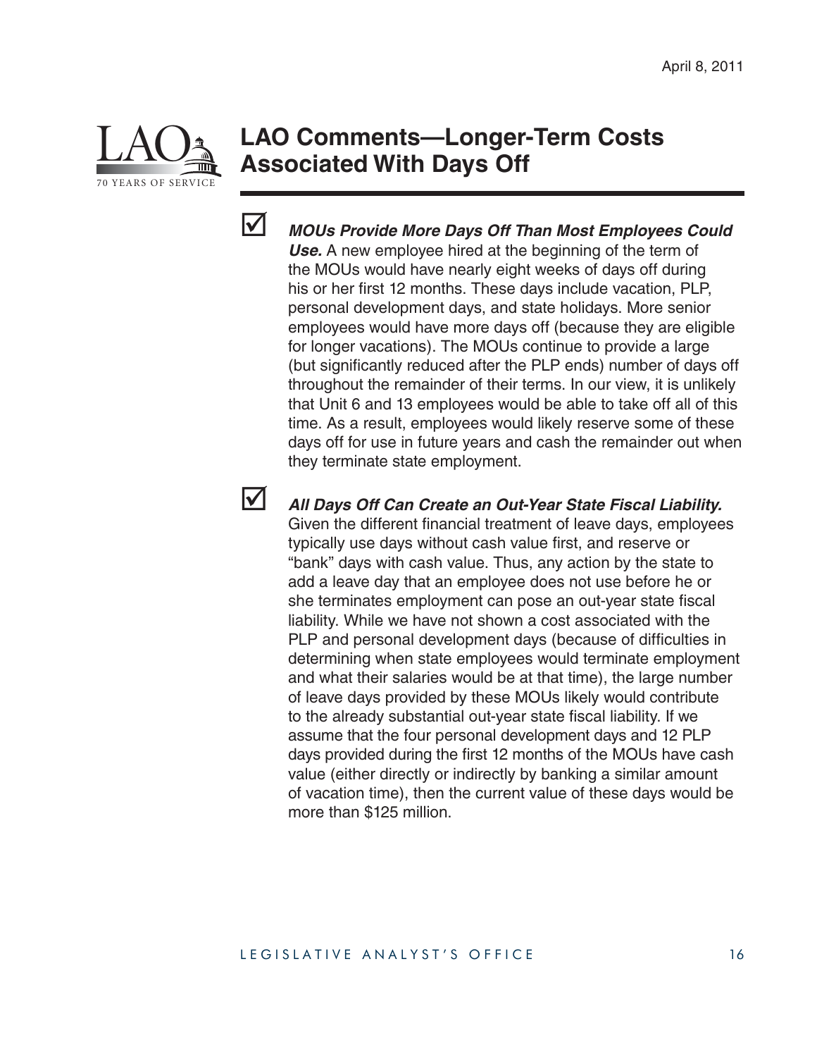# LAO Comments—Longer-Term Costs Associated With Days Off

- ***MOUs Provide More Days Off Than Most Employees Could Use.*** A new employee hired at the beginning of the term of the MOUs would have nearly eight weeks of days off during his or her first 12 months. These days include vacation, PLP, personal development days, and state holidays. More senior employees would have more days off (because they are eligible for longer vacations). The MOUs continue to provide a large (but significantly reduced after the PLP ends) number of days off throughout the remainder of their terms. In our view, it is unlikely that Unit 6 and 13 employees would be able to take off all of this time. As a result, employees would likely reserve some of these days off for use in future years and cash the remainder out when they terminate state employment.

- ***All Days Off Can Create an Out-Year State Fiscal Liability.*** Given the different financial treatment of leave days, employees typically use days without cash value first, and reserve or "bank" days with cash value. Thus, any action by the state to add a leave day that an employee does not use before he or she terminates employment can pose an out-year state fiscal liability. While we have not shown a cost associated with the PLP and personal development days (because of difficulties in determining when state employees would terminate employment and what their salaries would be at that time), the large number of leave days provided by these MOUs likely would contribute to the already substantial out-year state fiscal liability. If we assume that the four personal development days and 12 PLP days provided during the first 12 months of the MOUs have cash value (either directly or indirectly by banking a similar amount of vacation time), then the current value of these days would be more than $125 million.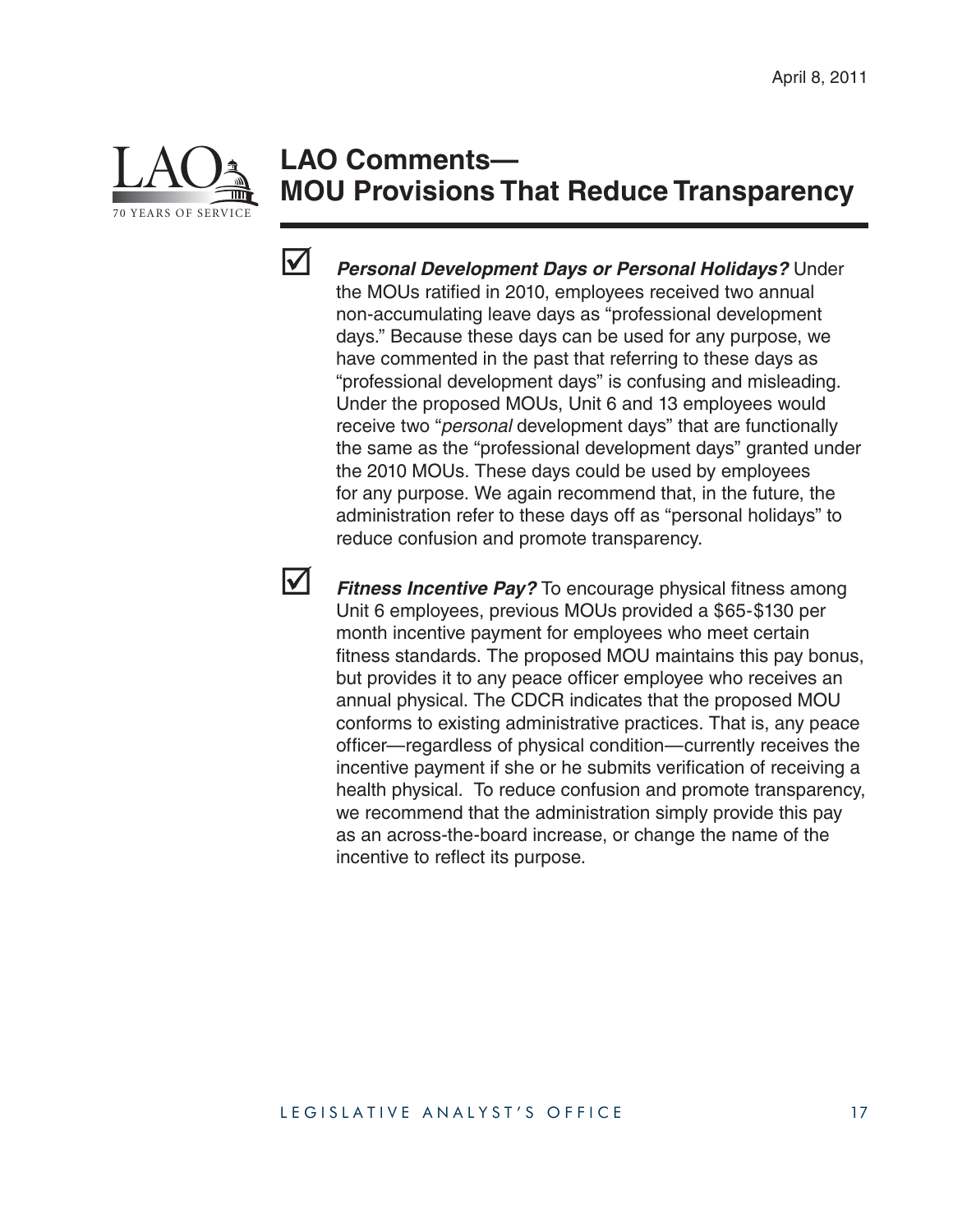# LAO Comments—MOU Provisions That Reduce Transparency

☑ ***Personal Development Days or Personal Holidays?*** Under the MOUs ratified in 2010, employees received two annual non-accumulating leave days as "professional development days." Because these days can be used for any purpose, we have commented in the past that referring to these days as "professional development days" is confusing and misleading. Under the proposed MOUs, Unit 6 and 13 employees would receive two "*personal* development days" that are functionally the same as the "professional development days" granted under the 2010 MOUs. These days could be used by employees for any purpose. We again recommend that, in the future, the administration refer to these days off as "personal holidays" to reduce confusion and promote transparency.

☑ ***Fitness Incentive Pay?*** To encourage physical fitness among Unit 6 employees, previous MOUs provided a $65-$130 per month incentive payment for employees who meet certain fitness standards. The proposed MOU maintains this pay bonus, but provides it to any peace officer employee who receives an annual physical. The CDCR indicates that the proposed MOU conforms to existing administrative practices. That is, any peace officer—regardless of physical condition—currently receives the incentive payment if she or he submits verification of receiving a health physical. To reduce confusion and promote transparency, we recommend that the administration simply provide this pay as an across-the-board increase, or change the name of the incentive to reflect its purpose.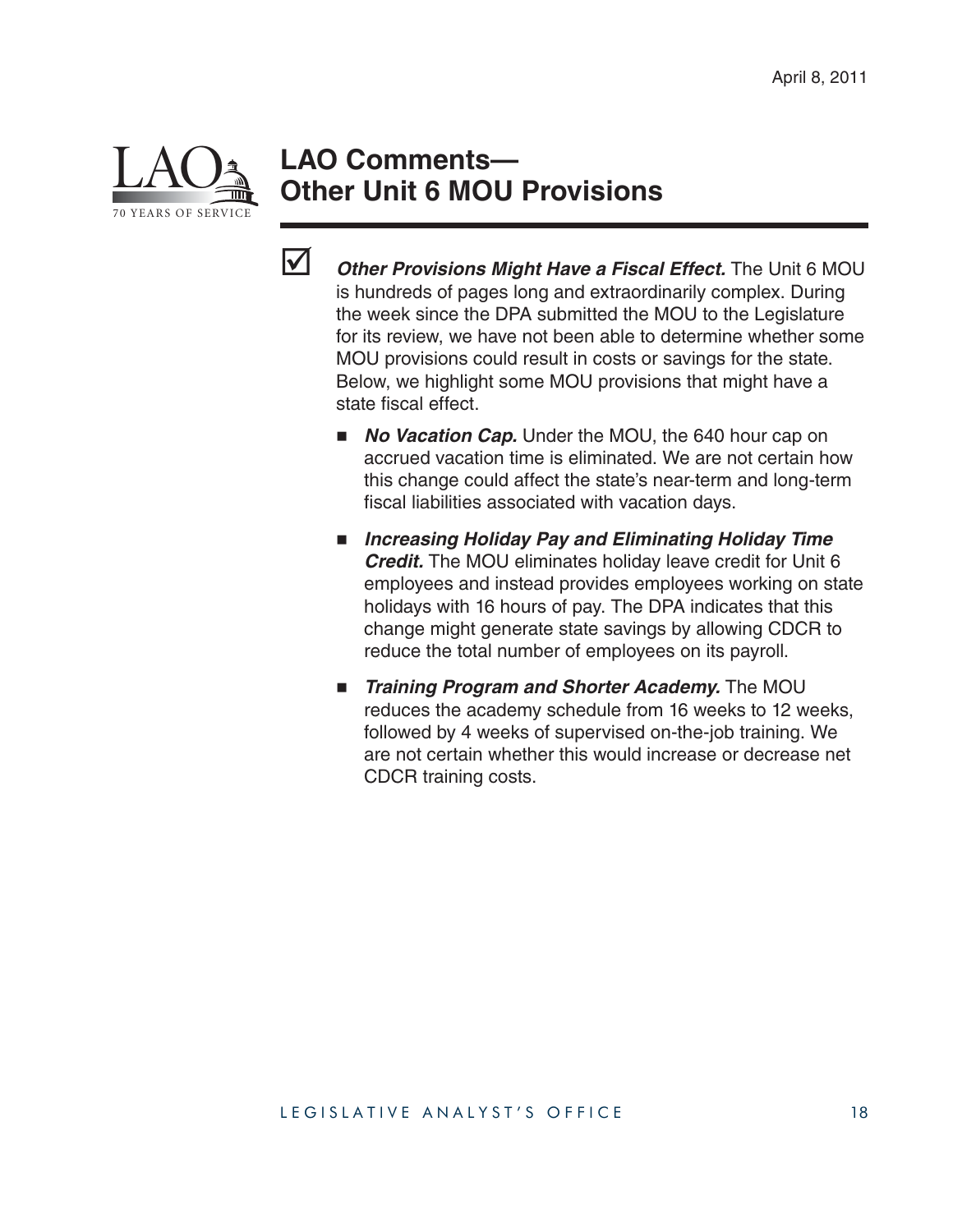April 8, 2011

# LAO Comments—Other Unit 6 MOU Provisions

☑ ***Other Provisions Might Have a Fiscal Effect.*** The Unit 6 MOU is hundreds of pages long and extraordinarily complex. During the week since the DPA submitted the MOU to the Legislature for its review, we have not been able to determine whether some MOU provisions could result in costs or savings for the state. Below, we highlight some MOU provisions that might have a state fiscal effect.

- ***No Vacation Cap.*** Under the MOU, the 640 hour cap on accrued vacation time is eliminated. We are not certain how this change could affect the state's near-term and long-term fiscal liabilities associated with vacation days.
- ***Increasing Holiday Pay and Eliminating Holiday Time Credit.*** The MOU eliminates holiday leave credit for Unit 6 employees and instead provides employees working on state holidays with 16 hours of pay. The DPA indicates that this change might generate state savings by allowing CDCR to reduce the total number of employees on its payroll.
- ***Training Program and Shorter Academy.*** The MOU reduces the academy schedule from 16 weeks to 12 weeks, followed by 4 weeks of supervised on-the-job training. We are not certain whether this would increase or decrease net CDCR training costs.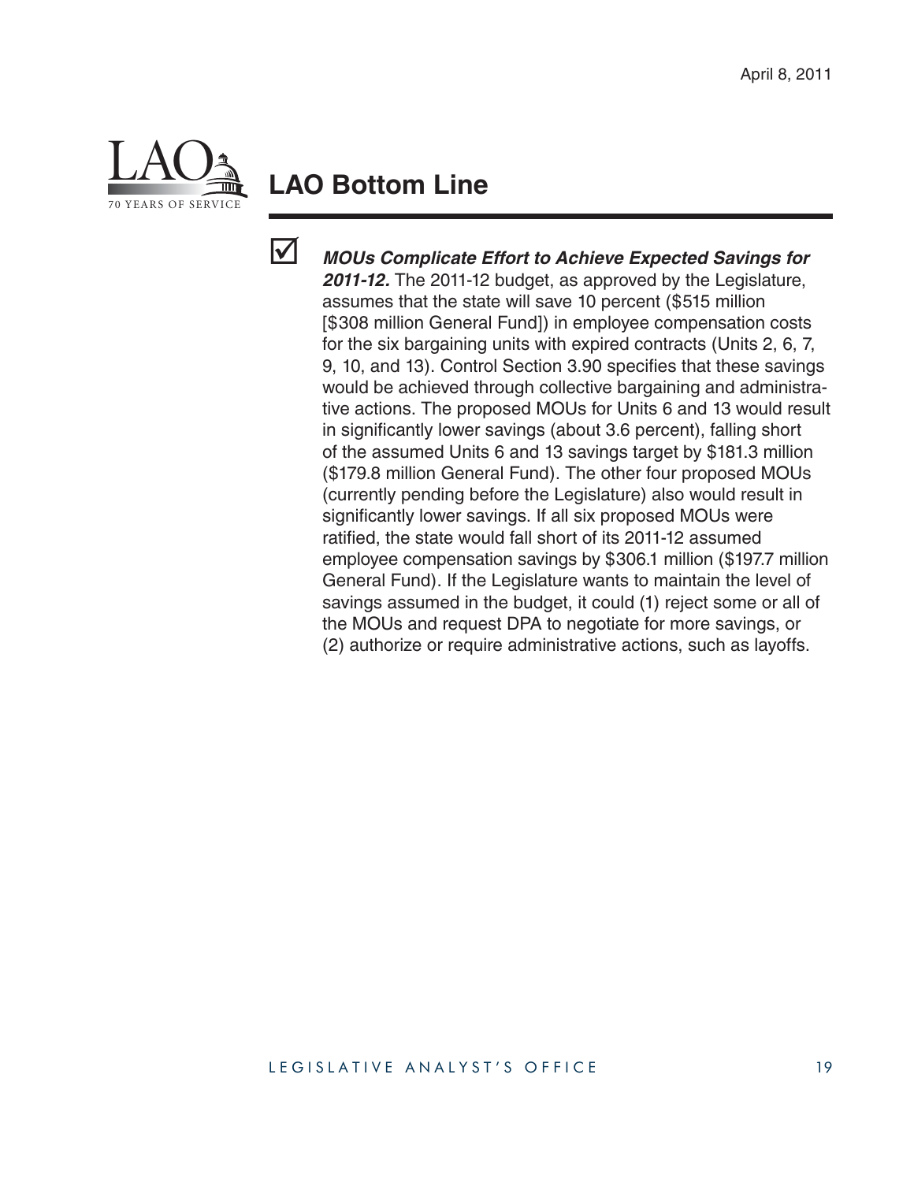## LAO Bottom Line

☑ ***MOUs Complicate Effort to Achieve Expected Savings for 2011-12.*** The 2011-12 budget, as approved by the Legislature, assumes that the state will save 10 percent ($515 million [$308 million General Fund]) in employee compensation costs for the six bargaining units with expired contracts (Units 2, 6, 7, 9, 10, and 13). Control Section 3.90 specifies that these savings would be achieved through collective bargaining and administrative actions. The proposed MOUs for Units 6 and 13 would result in significantly lower savings (about 3.6 percent), falling short of the assumed Units 6 and 13 savings target by $181.3 million ($179.8 million General Fund). The other four proposed MOUs (currently pending before the Legislature) also would result in significantly lower savings. If all six proposed MOUs were ratified, the state would fall short of its 2011-12 assumed employee compensation savings by $306.1 million ($197.7 million General Fund). If the Legislature wants to maintain the level of savings assumed in the budget, it could (1) reject some or all of the MOUs and request DPA to negotiate for more savings, or (2) authorize or require administrative actions, such as layoffs.